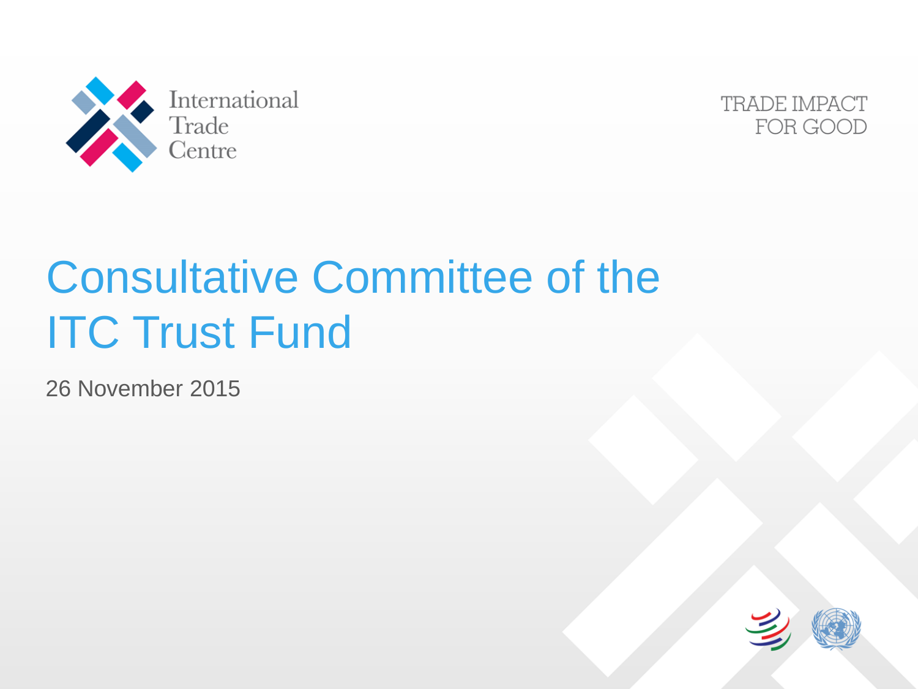International Trade Centre

TRADE IMPACT FOR GOOD

# Consultative Committee of the ITC Trust Fund

26 November 2015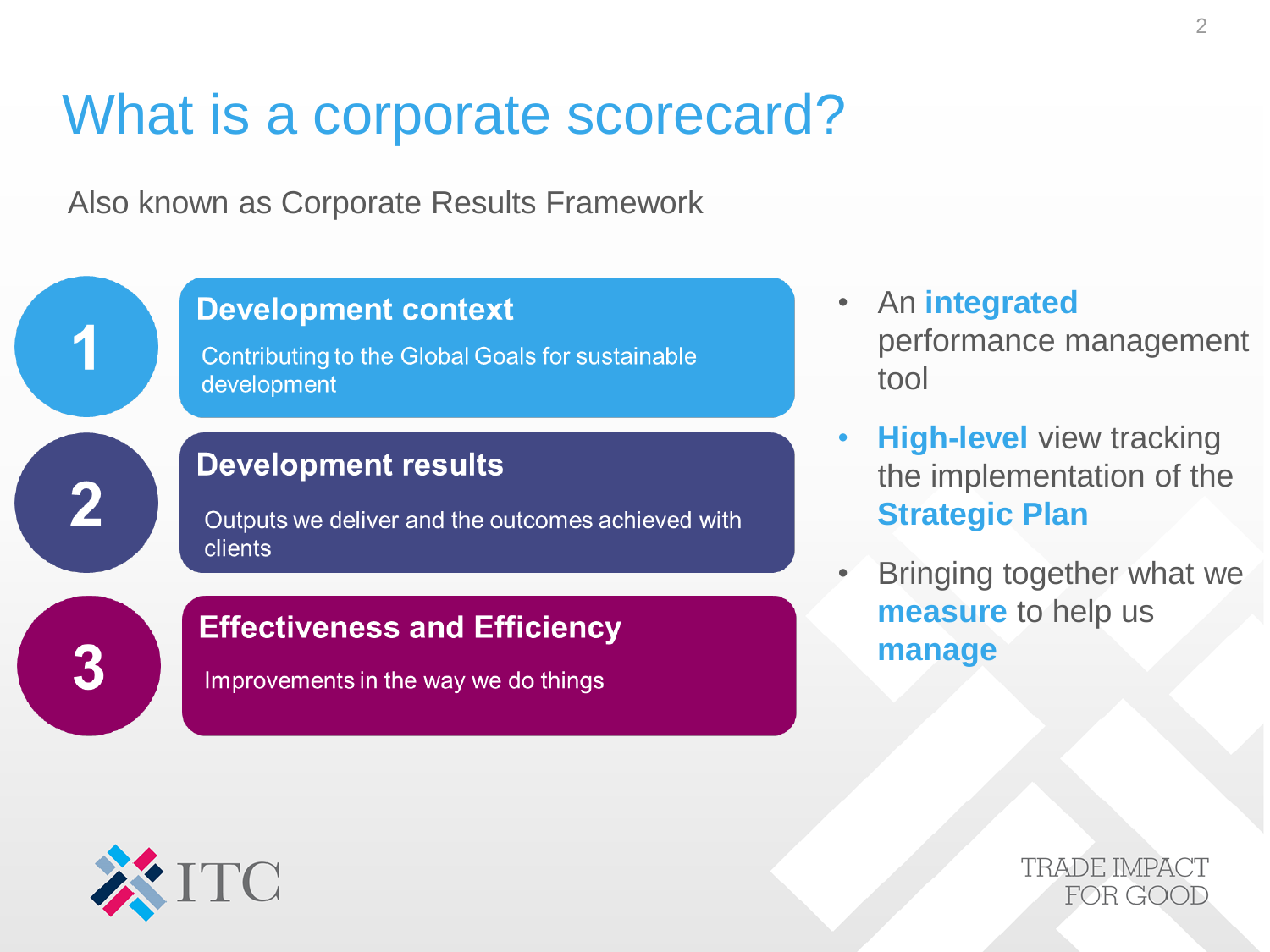# What is a corporate scorecard?

Also known as Corporate Results Framework

**1 — Development context**

Contributing to the Global Goals for sustainable development

**2 — Development results**

Outputs we deliver and the outcomes achieved with clients

**3 — Effectiveness and Efficiency**

Improvements in the way we do things

- An **integrated** performance management tool
- **High-level** view tracking the implementation of the **Strategic Plan**
- Bringing together what we **measure** to help us **manage**

ITC

TRADE IMPACT FOR GOOD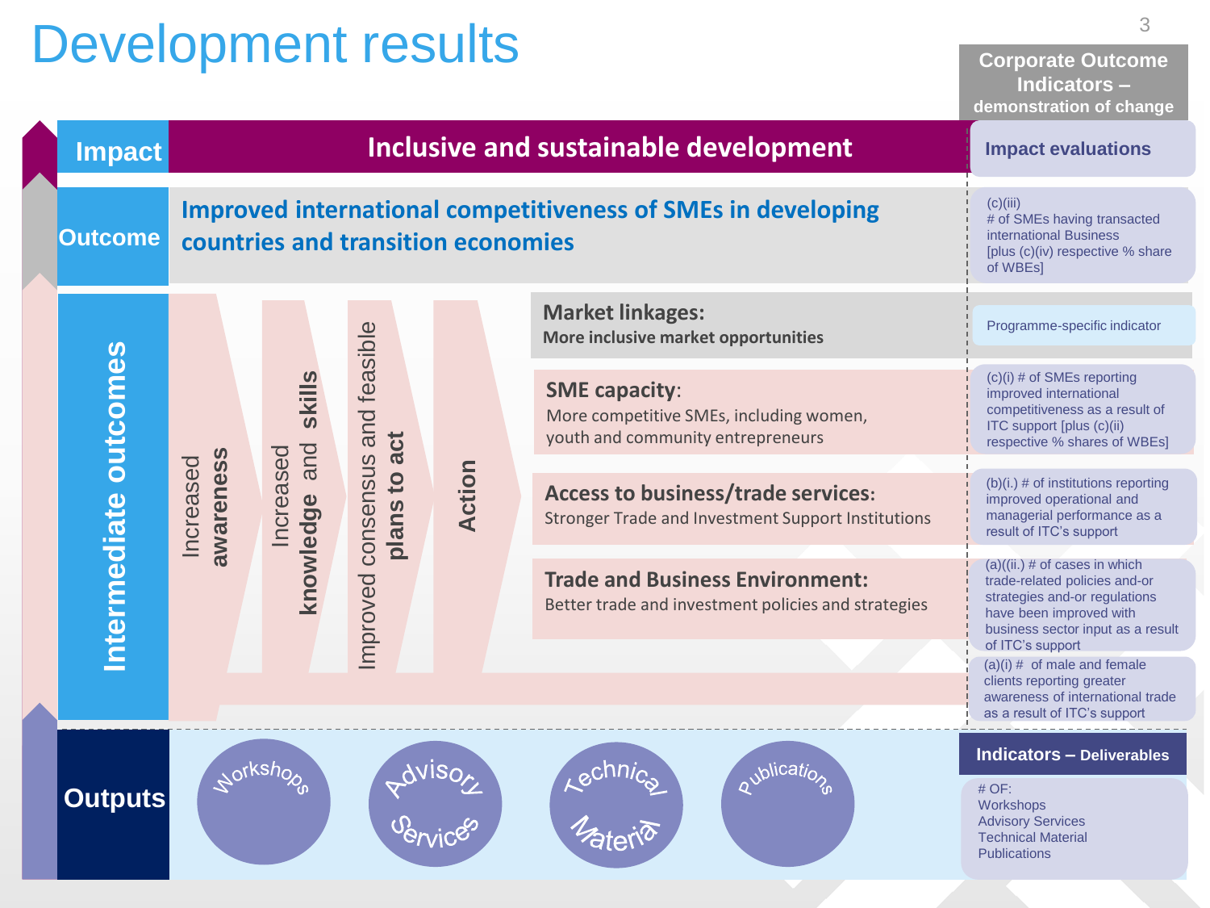# Development results

**Corporate Outcome Indicators – demonstration of change**

| Level | Result | Corporate Outcome Indicators – demonstration of change |
|---|---|---|
| **Impact** | **Inclusive and sustainable development** | Impact evaluations |
| **Outcome** | **Improved international competitiveness of SMEs in developing countries and transition economies** | (c)(iii) # of SMEs having transacted international Business [plus (c)(iv) respective % share of WBEs] |
| **Intermediate outcomes** | **Market linkages:** More inclusive market opportunities | Programme-specific indicator |
| | **SME capacity**: More competitive SMEs, including women, youth and community entrepreneurs | (c)(i) # of SMEs reporting improved international competitiveness as a result of ITC support [plus (c)(ii) respective % shares of WBEs] |
| | **Access to business/trade services:** Stronger Trade and Investment Support Institutions | (b)(i.) # of institutions reporting improved operational and managerial performance as a result of ITC's support |
| | **Trade and Business Environment:** Better trade and investment policies and strategies | (a)((ii.) # of cases in which trade-related policies and-or strategies and-or regulations have been improved with business sector input as a result of ITC's support |
| | | (a)(i) # of male and female clients reporting greater awareness of international trade as a result of ITC's support |

Intermediate outcomes pathway: Increased **awareness** → Increased **knowledge** and **skills** → Improved consensus and feasible **plans to act** → **Action**

| Level | Deliverables | Indicators – Deliverables |
|---|---|---|
| **Outputs** | Workshops; Advisory Services; Technical Material; Publications | # OF: Workshops, Advisory Services, Technical Material, Publications |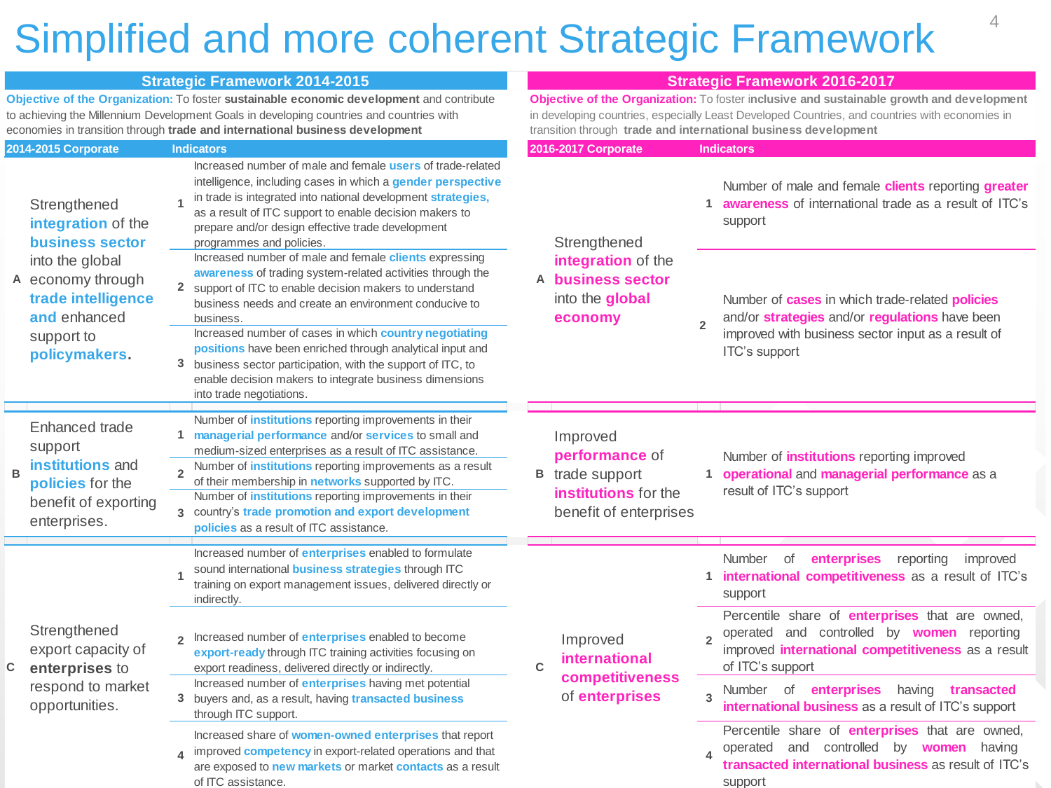# Simplified and more coherent Strategic Framework

## Strategic Framework 2014-2015

**Objective of the Organization:** To foster **sustainable economic development** and contribute to achieving the Millennium Development Goals in developing countries and countries with economies in transition through **trade and international business development**

| | 2014-2015 Corporate | | Indicators |
|---|---|---|---|
| A | Strengthened **integration** of the **business sector** into the global economy through **trade intelligence and** enhanced support to **policymakers**. | 1 | Increased number of male and female **users** of trade-related intelligence, including cases in which a **gender perspective** in trade is integrated into national development **strategies,** as a result of ITC support to enable decision makers to prepare and/or design effective trade development programmes and policies. |
| | | 2 | Increased number of male and female **clients** expressing **awareness** of trading system-related activities through the support of ITC to enable decision makers to understand business needs and create an environment conducive to business. |
| | | 3 | Increased number of cases in which **country negotiating positions** have been enriched through analytical input and business sector participation, with the support of ITC, to enable decision makers to integrate business dimensions into trade negotiations. |
| B | Enhanced trade support **institutions** and **policies** for the benefit of exporting enterprises. | 1 | Number of **institutions** reporting improvements in their **managerial performance** and/or **services** to small and medium-sized enterprises as a result of ITC assistance. |
| | | 2 | Number of **institutions** reporting improvements as a result of their membership in **networks** supported by ITC. |
| | | 3 | Number of **institutions** reporting improvements in their country's **trade promotion and export development policies** as a result of ITC assistance. |
| C | Strengthened export capacity of **enterprises** to respond to market opportunities. | 1 | Increased number of **enterprises** enabled to formulate sound international **business strategies** through ITC training on export management issues, delivered directly or indirectly. |
| | | 2 | Increased number of **enterprises** enabled to become **export-ready** through ITC training activities focusing on export readiness, delivered directly or indirectly. |
| | | 3 | Increased number of **enterprises** having met potential buyers and, as a result, having **transacted business** through ITC support. |
| | | 4 | Increased share of **women-owned enterprises** that report improved **competency** in export-related operations and that are exposed to **new markets** or market **contacts** as a result of ITC assistance. |

## Strategic Framework 2016-2017

**Objective of the Organization:** To foster **inclusive and sustainable growth and development** in developing countries, especially Least Developed Countries, and countries with economies in transition through **trade and international business development**

| | 2016-2017 Corporate | | Indicators |
|---|---|---|---|
| A | Strengthened **integration** of the **business sector** into the **global economy** | 1 | Number of male and female **clients** reporting **greater awareness** of international trade as a result of ITC's support |
| | | 2 | Number of **cases** in which trade-related **policies** and/or **strategies** and/or **regulations** have been improved with business sector input as a result of ITC's support |
| B | Improved **performance** of trade support **institutions** for the benefit of enterprises | 1 | Number of **institutions** reporting improved **operational** and **managerial performance** as a result of ITC's support |
| C | Improved **international competitiveness** of **enterprises** | 1 | Number of **enterprises** reporting improved **international competitiveness** as a result of ITC's support |
| | | 2 | Percentile share of **enterprises** that are owned, operated and controlled by **women** reporting improved **international competitiveness** as a result of ITC's support |
| | | 3 | Number of **enterprises** having **transacted international business** as a result of ITC's support |
| | | 4 | Percentile share of **enterprises** that are owned, operated and controlled by **women** having **transacted international business** as result of ITC's support |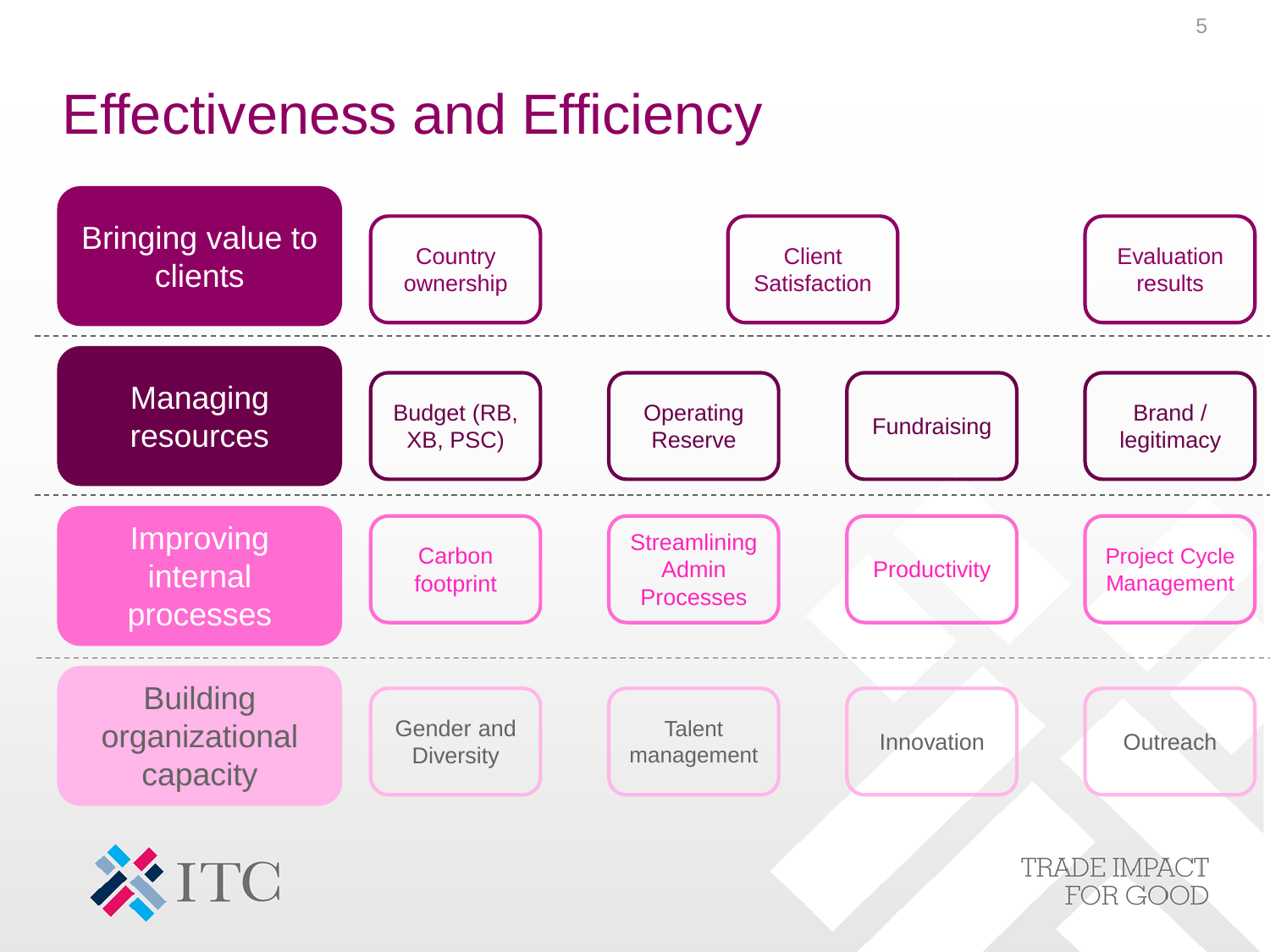# Effectiveness and Efficiency

| | | | | |
|---|---|---|---|---|
| Bringing value to clients | Country ownership | | Client Satisfaction | Evaluation results |
| Managing resources | Budget (RB, XB, PSC) | Operating Reserve | Fundraising | Brand / legitimacy |
| Improving internal processes | Carbon footprint | Streamlining Admin Processes | Productivity | Project Cycle Management |
| Building organizational capacity | Gender and Diversity | Talent management | Innovation | Outreach |

ITC

TRADE IMPACT FOR GOOD